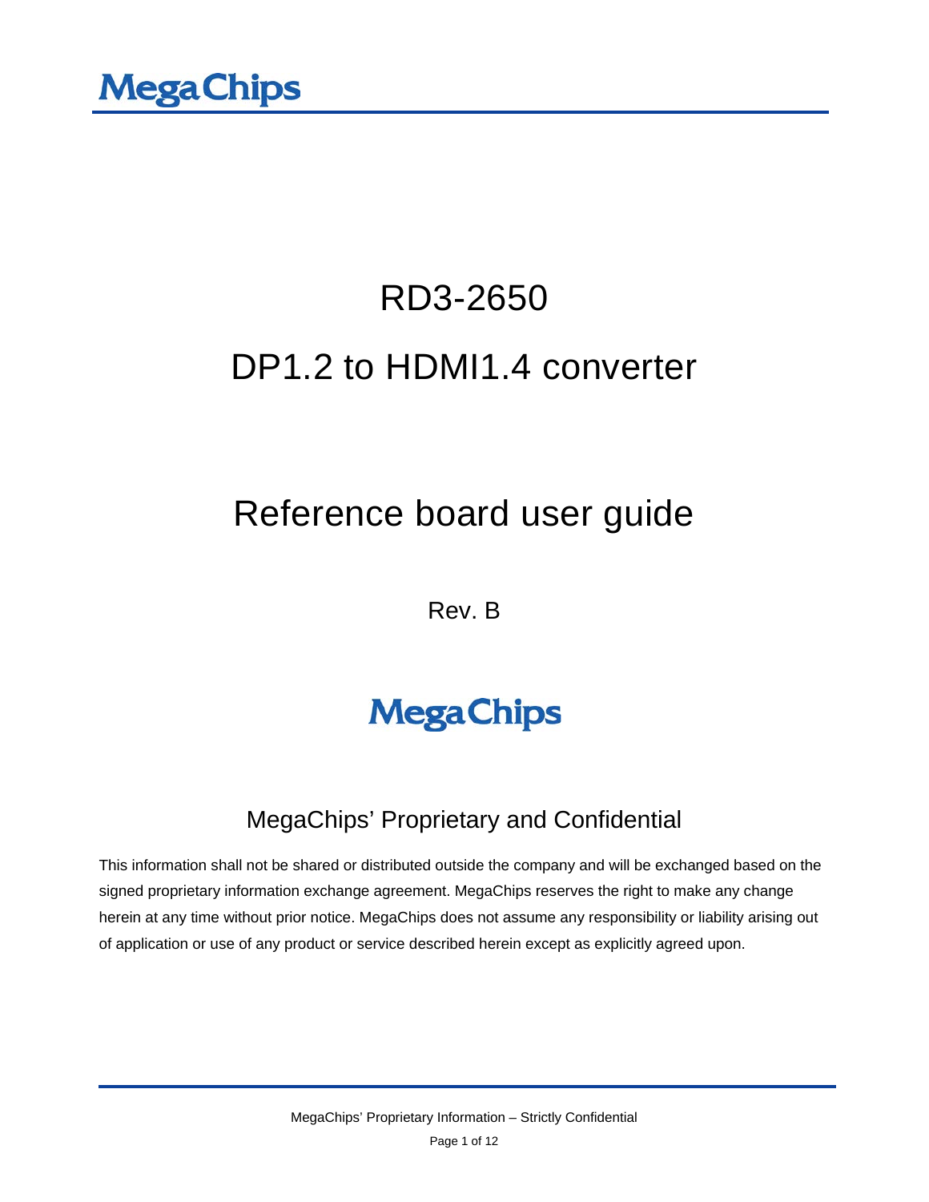MegaChips

# RD3-2650

# DP1.2 to HDMI1.4 converter

# Reference board user guide

Rev. B

MegaChips

## MegaChips' Proprietary and Confidential

This information shall not be shared or distributed outside the company and will be exchanged based on the signed proprietary information exchange agreement. MegaChips reserves the right to make any change herein at any time without prior notice. MegaChips does not assume any responsibility or liability arising out of application or use of any product or service described herein except as explicitly agreed upon.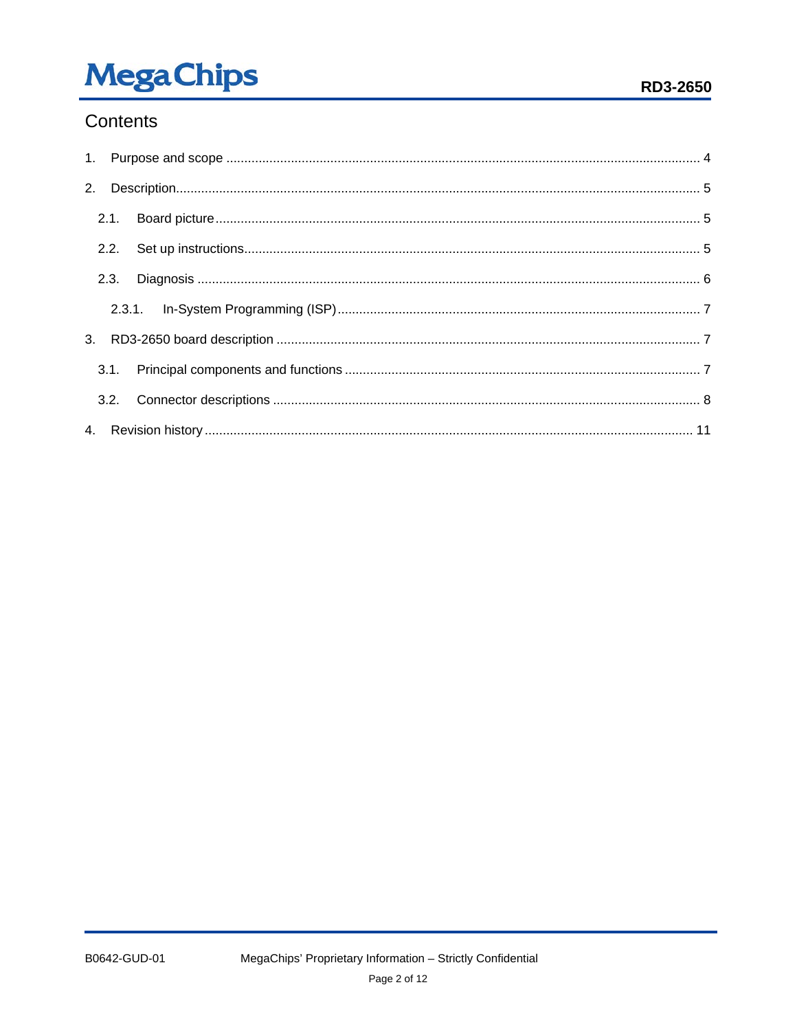## Contents

1. Purpose and scope ........ 4
2. Description ........ 5
   - 2.1. Board picture ........ 5
   - 2.2. Set up instructions ........ 5
   - 2.3. Diagnosis ........ 6
     - 2.3.1. In-System Programming (ISP) ........ 7
3. RD3-2650 board description ........ 7
   - 3.1. Principal components and functions ........ 7
   - 3.2. Connector descriptions ........ 8
4. Revision history ........ 11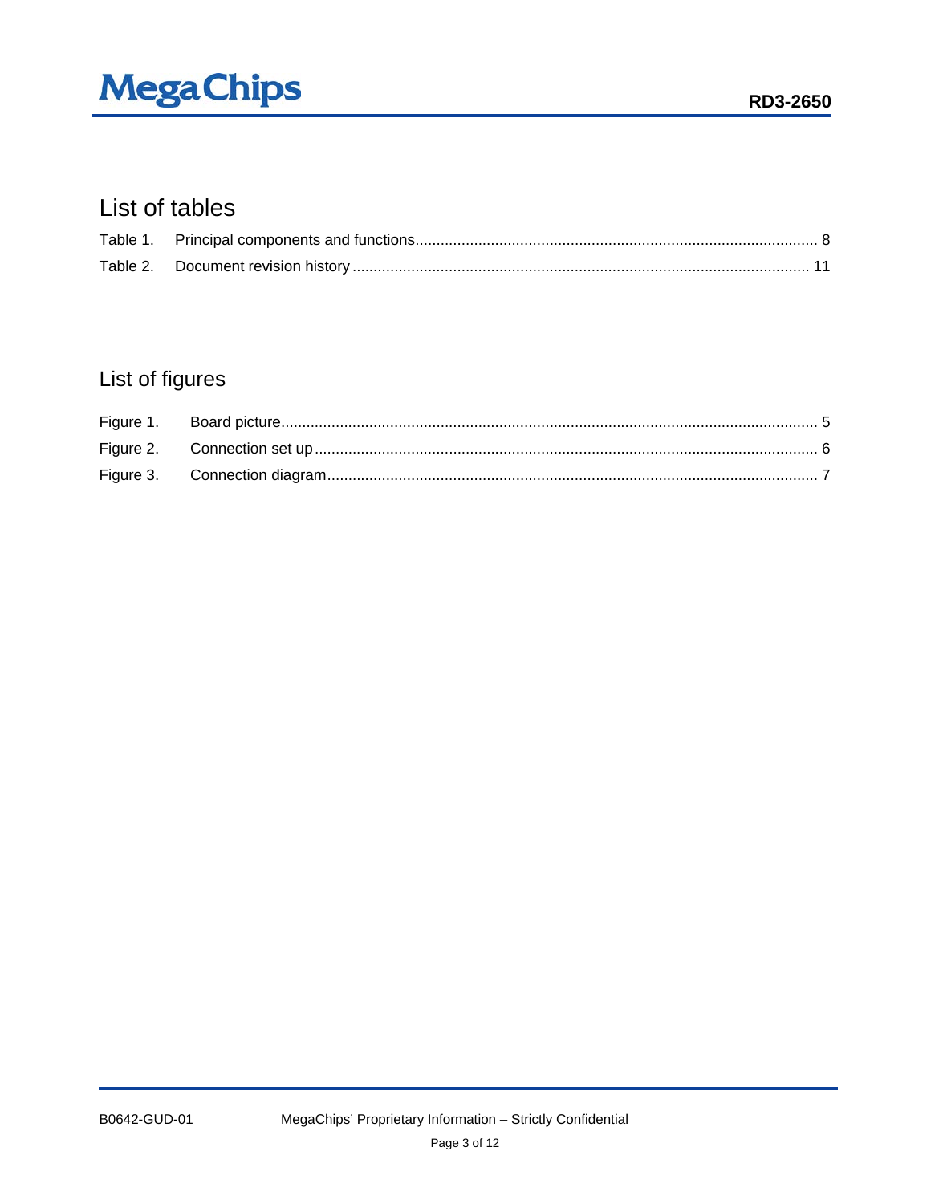## List of tables

Table 1. Principal components and functions ........................................................................................ 8

Table 2. Document revision history ..................................................................................................... 11

## List of figures

Figure 1. Board picture .......................................................................................................................... 5

Figure 2. Connection set up ................................................................................................................... 6

Figure 3. Connection diagram ............................................................................................................... 7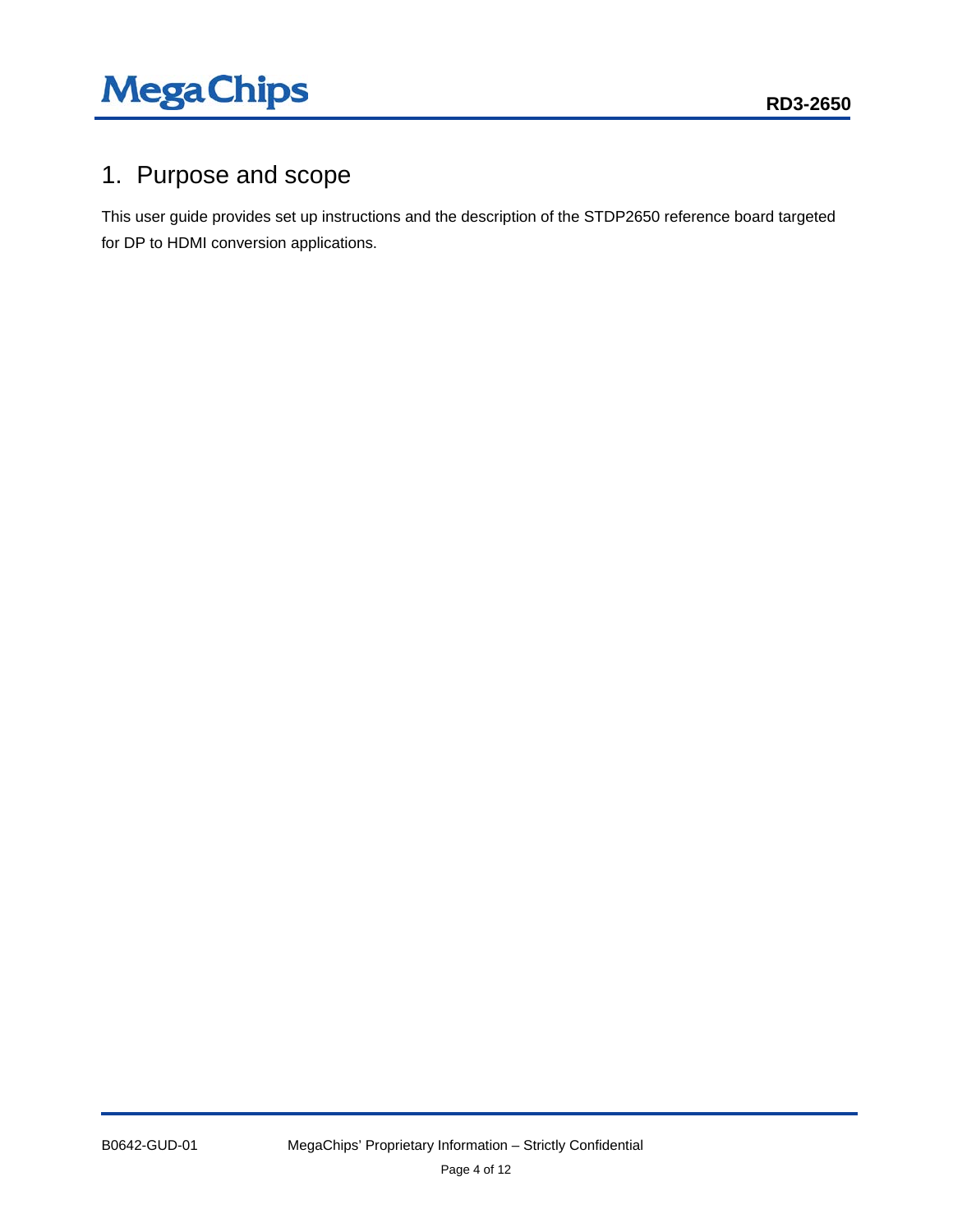# 1. Purpose and scope

This user guide provides set up instructions and the description of the STDP2650 reference board targeted for DP to HDMI conversion applications.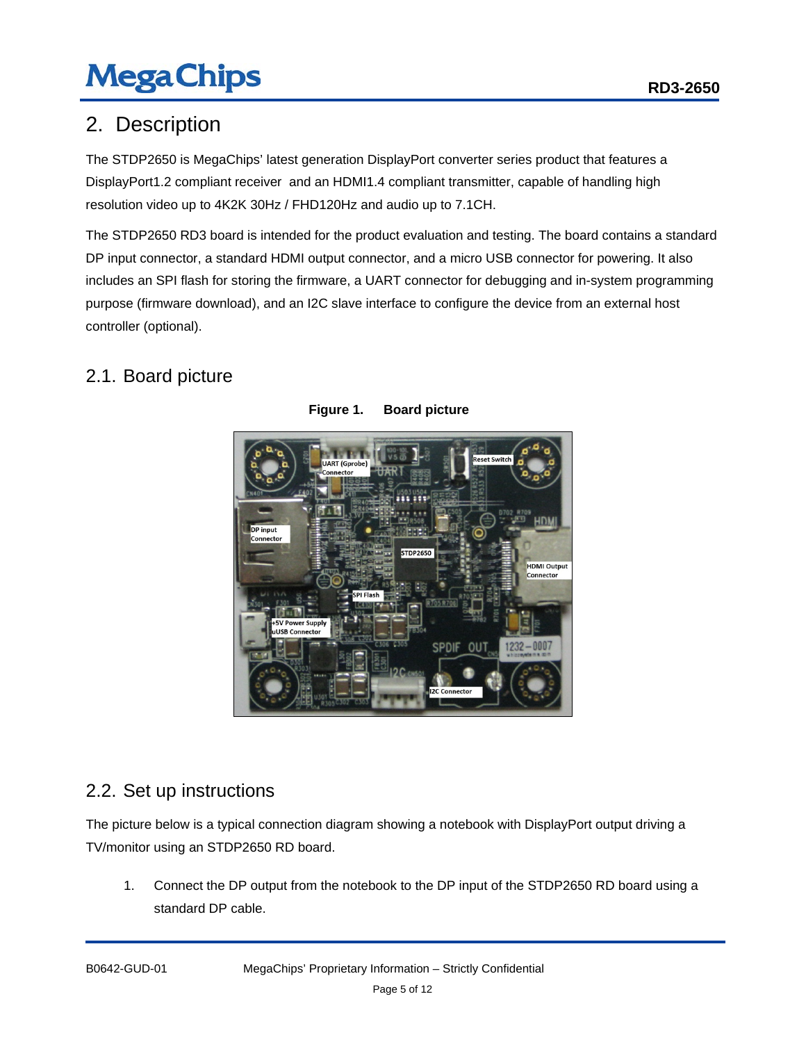## 2. Description

The STDP2650 is MegaChips' latest generation DisplayPort converter series product that features a DisplayPort1.2 compliant receiver and an HDMI1.4 compliant transmitter, capable of handling high resolution video up to 4K2K 30Hz / FHD120Hz and audio up to 7.1CH.

The STDP2650 RD3 board is intended for the product evaluation and testing. The board contains a standard DP input connector, a standard HDMI output connector, and a micro USB connector for powering. It also includes an SPI flash for storing the firmware, a UART connector for debugging and in-system programming purpose (firmware download), and an I2C slave interface to configure the device from an external host controller (optional).

### 2.1. Board picture

**Figure 1. Board picture**

### 2.2. Set up instructions

The picture below is a typical connection diagram showing a notebook with DisplayPort output driving a TV/monitor using an STDP2650 RD board.

1. Connect the DP output from the notebook to the DP input of the STDP2650 RD board using a standard DP cable.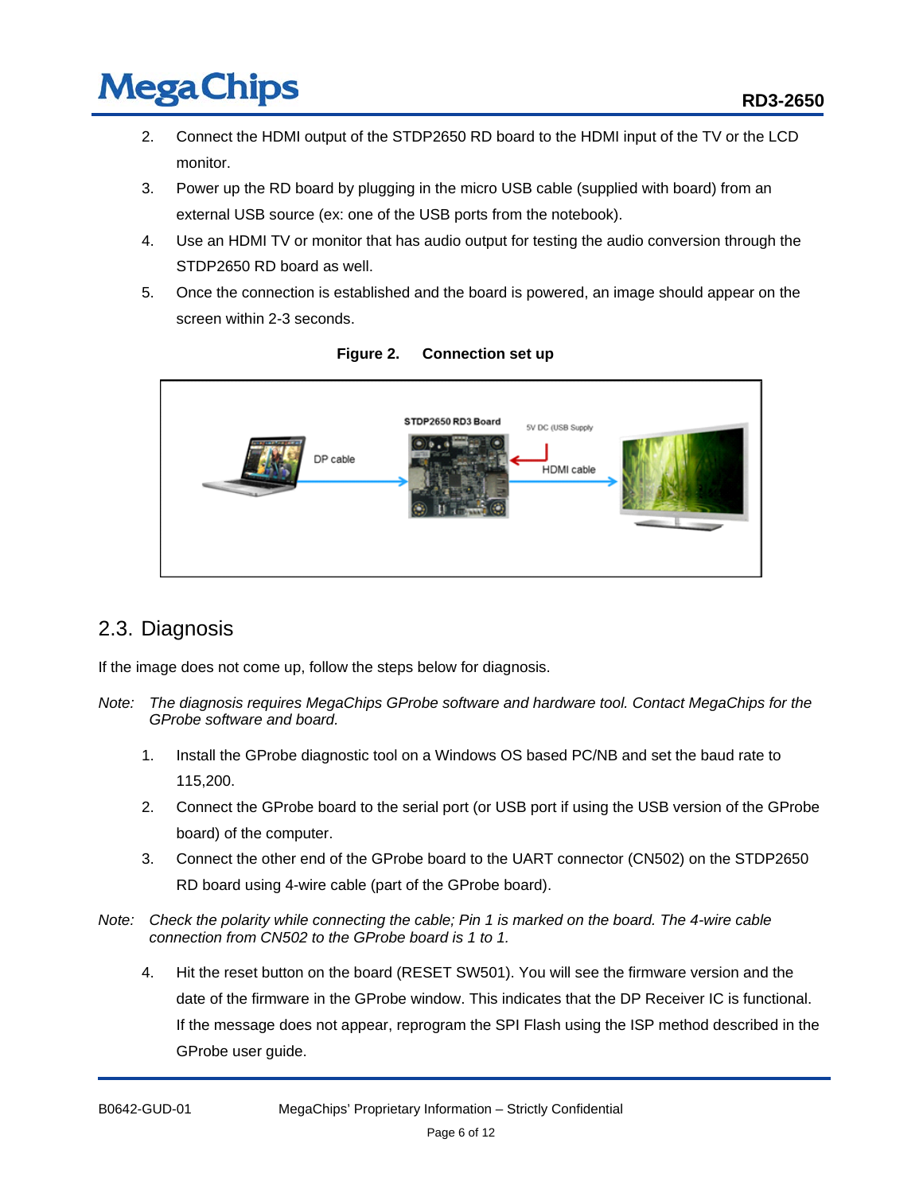2. Connect the HDMI output of the STDP2650 RD board to the HDMI input of the TV or the LCD monitor.
3. Power up the RD board by plugging in the micro USB cable (supplied with board) from an external USB source (ex: one of the USB ports from the notebook).
4. Use an HDMI TV or monitor that has audio output for testing the audio conversion through the STDP2650 RD board as well.
5. Once the connection is established and the board is powered, an image should appear on the screen within 2-3 seconds.

**Figure 2. Connection set up**

## 2.3. Diagnosis

If the image does not come up, follow the steps below for diagnosis.

*Note: The diagnosis requires MegaChips GProbe software and hardware tool. Contact MegaChips for the GProbe software and board.*

1. Install the GProbe diagnostic tool on a Windows OS based PC/NB and set the baud rate to 115,200.
2. Connect the GProbe board to the serial port (or USB port if using the USB version of the GProbe board) of the computer.
3. Connect the other end of the GProbe board to the UART connector (CN502) on the STDP2650 RD board using 4-wire cable (part of the GProbe board).

*Note: Check the polarity while connecting the cable; Pin 1 is marked on the board. The 4-wire cable connection from CN502 to the GProbe board is 1 to 1.*

4. Hit the reset button on the board (RESET SW501). You will see the firmware version and the date of the firmware in the GProbe window. This indicates that the DP Receiver IC is functional. If the message does not appear, reprogram the SPI Flash using the ISP method described in the GProbe user guide.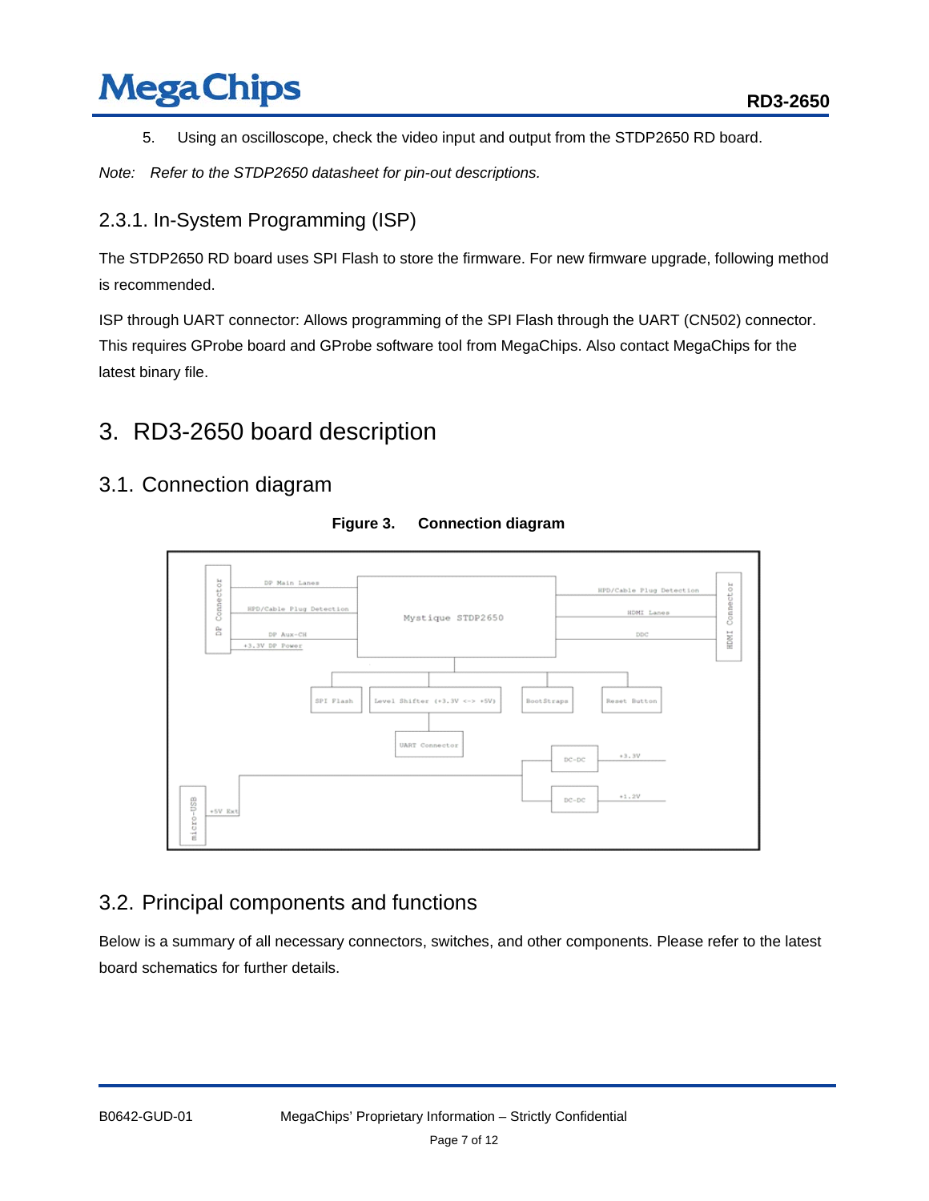5. Using an oscilloscope, check the video input and output from the STDP2650 RD board.

*Note: Refer to the STDP2650 datasheet for pin-out descriptions.*

### 2.3.1. In-System Programming (ISP)

The STDP2650 RD board uses SPI Flash to store the firmware. For new firmware upgrade, following method is recommended.

ISP through UART connector: Allows programming of the SPI Flash through the UART (CN502) connector. This requires GProbe board and GProbe software tool from MegaChips. Also contact MegaChips for the latest binary file.

# 3. RD3-2650 board description

## 3.1. Connection diagram

**Figure 3. Connection diagram**

## 3.2. Principal components and functions

Below is a summary of all necessary connectors, switches, and other components. Please refer to the latest board schematics for further details.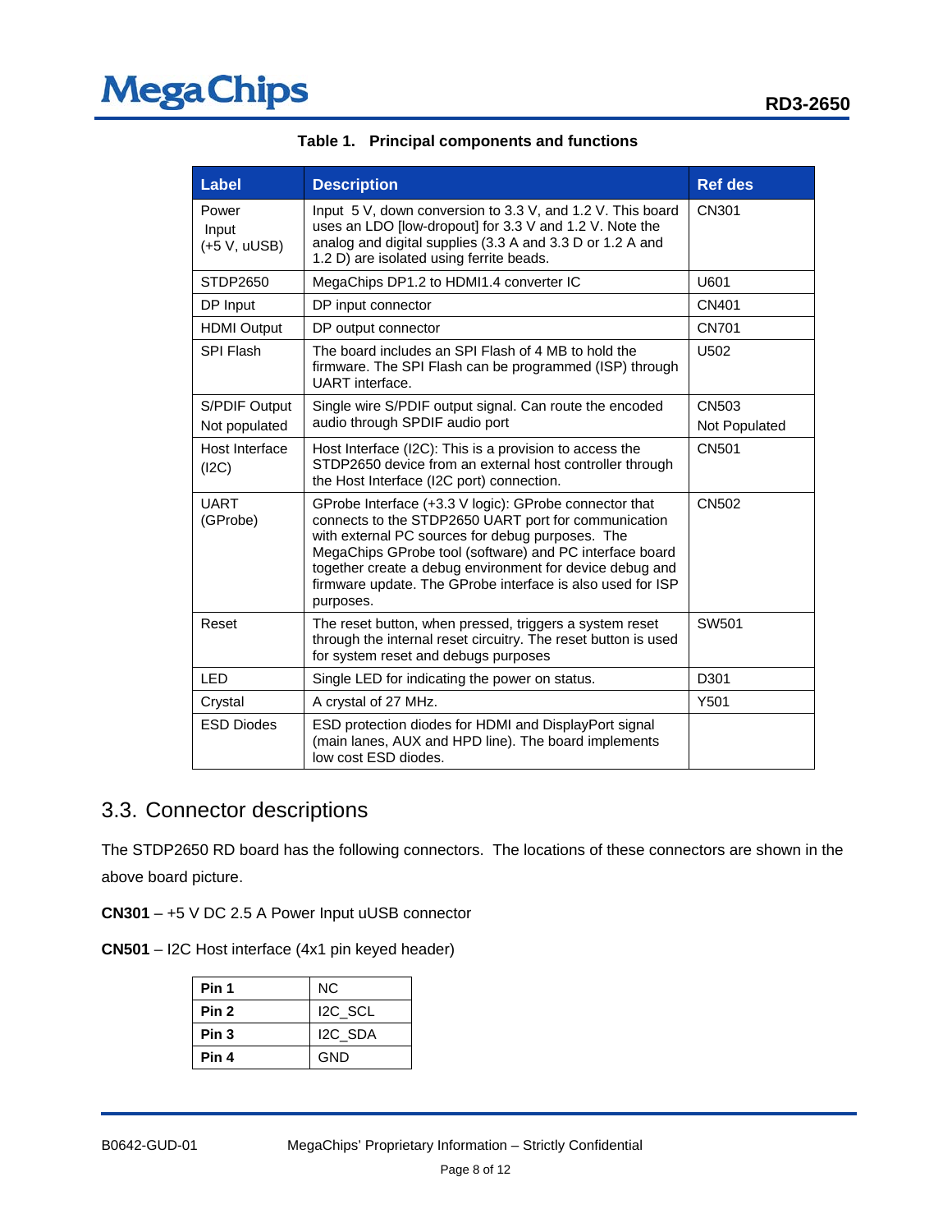**Table 1. Principal components and functions**

| Label | Description | Ref des |
| --- | --- | --- |
| Power Input (+5 V, uUSB) | Input 5 V, down conversion to 3.3 V, and 1.2 V. This board uses an LDO [low-dropout] for 3.3 V and 1.2 V. Note the analog and digital supplies (3.3 A and 3.3 D or 1.2 A and 1.2 D) are isolated using ferrite beads. | CN301 |
| STDP2650 | MegaChips DP1.2 to HDMI1.4 converter IC | U601 |
| DP Input | DP input connector | CN401 |
| HDMI Output | DP output connector | CN701 |
| SPI Flash | The board includes an SPI Flash of 4 MB to hold the firmware. The SPI Flash can be programmed (ISP) through UART interface. | U502 |
| S/PDIF Output Not populated | Single wire S/PDIF output signal. Can route the encoded audio through SPDIF audio port | CN503 Not Populated |
| Host Interface (I2C) | Host Interface (I2C): This is a provision to access the STDP2650 device from an external host controller through the Host Interface (I2C port) connection. | CN501 |
| UART (GProbe) | GProbe Interface (+3.3 V logic): GProbe connector that connects to the STDP2650 UART port for communication with external PC sources for debug purposes. The MegaChips GProbe tool (software) and PC interface board together create a debug environment for device debug and firmware update. The GProbe interface is also used for ISP purposes. | CN502 |
| Reset | The reset button, when pressed, triggers a system reset through the internal reset circuitry. The reset button is used for system reset and debugs purposes | SW501 |
| LED | Single LED for indicating the power on status. | D301 |
| Crystal | A crystal of 27 MHz. | Y501 |
| ESD Diodes | ESD protection diodes for HDMI and DisplayPort signal (main lanes, AUX and HPD line). The board implements low cost ESD diodes. | |

## 3.3. Connector descriptions

The STDP2650 RD board has the following connectors. The locations of these connectors are shown in the above board picture.

**CN301** – +5 V DC 2.5 A Power Input uUSB connector

**CN501** – I2C Host interface (4x1 pin keyed header)

| | |
| --- | --- |
| **Pin 1** | NC |
| **Pin 2** | I2C_SCL |
| **Pin 3** | I2C_SDA |
| **Pin 4** | GND |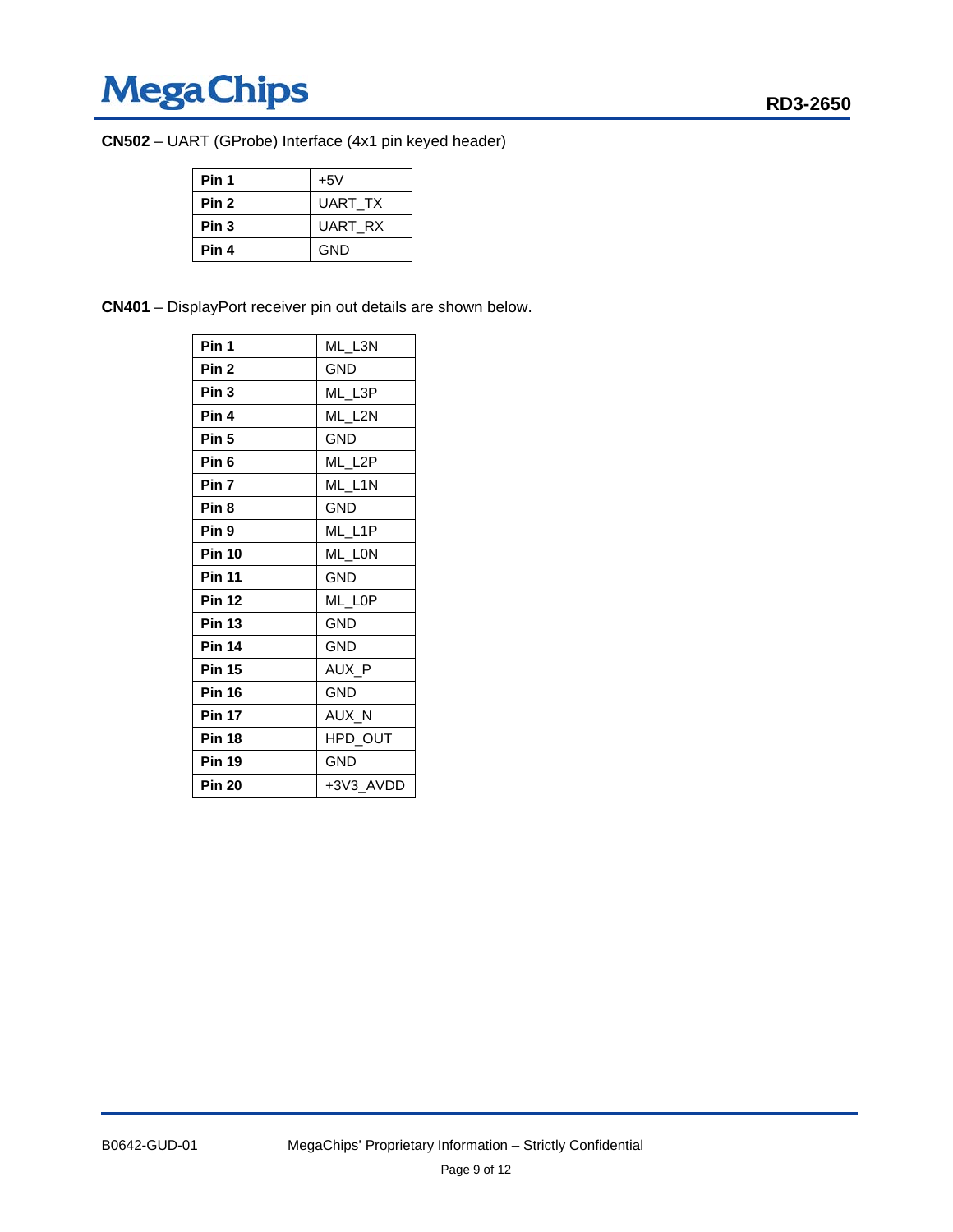**CN502** – UART (GProbe) Interface (4x1 pin keyed header)

| | |
|---|---|
| **Pin 1** | +5V |
| **Pin 2** | UART_TX |
| **Pin 3** | UART_RX |
| **Pin 4** | GND |

**CN401** – DisplayPort receiver pin out details are shown below.

| | |
|---|---|
| **Pin 1** | ML_L3N |
| **Pin 2** | GND |
| **Pin 3** | ML_L3P |
| **Pin 4** | ML_L2N |
| **Pin 5** | GND |
| **Pin 6** | ML_L2P |
| **Pin 7** | ML_L1N |
| **Pin 8** | GND |
| **Pin 9** | ML_L1P |
| **Pin 10** | ML_L0N |
| **Pin 11** | GND |
| **Pin 12** | ML_L0P |
| **Pin 13** | GND |
| **Pin 14** | GND |
| **Pin 15** | AUX_P |
| **Pin 16** | GND |
| **Pin 17** | AUX_N |
| **Pin 18** | HPD_OUT |
| **Pin 19** | GND |
| **Pin 20** | +3V3_AVDD |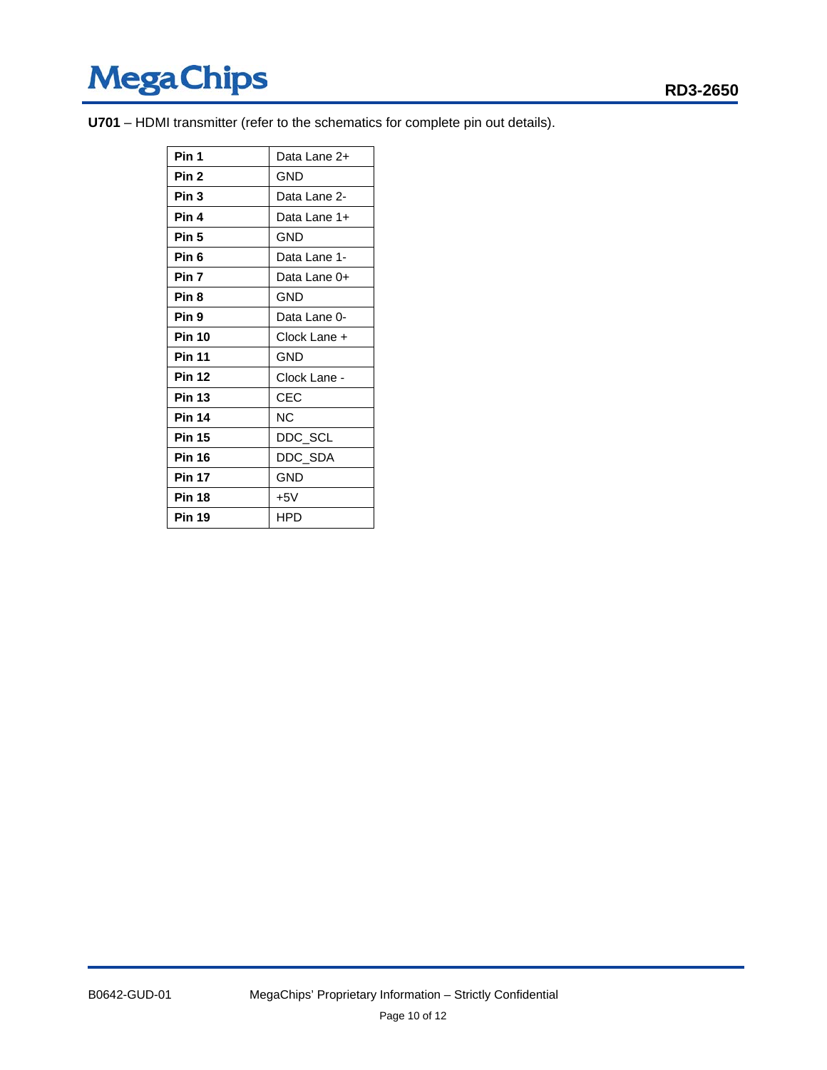**U701** – HDMI transmitter (refer to the schematics for complete pin out details).

| | |
|---|---|
| **Pin 1** | Data Lane 2+ |
| **Pin 2** | GND |
| **Pin 3** | Data Lane 2- |
| **Pin 4** | Data Lane 1+ |
| **Pin 5** | GND |
| **Pin 6** | Data Lane 1- |
| **Pin 7** | Data Lane 0+ |
| **Pin 8** | GND |
| **Pin 9** | Data Lane 0- |
| **Pin 10** | Clock Lane + |
| **Pin 11** | GND |
| **Pin 12** | Clock Lane - |
| **Pin 13** | CEC |
| **Pin 14** | NC |
| **Pin 15** | DDC_SCL |
| **Pin 16** | DDC_SDA |
| **Pin 17** | GND |
| **Pin 18** | +5V |
| **Pin 19** | HPD |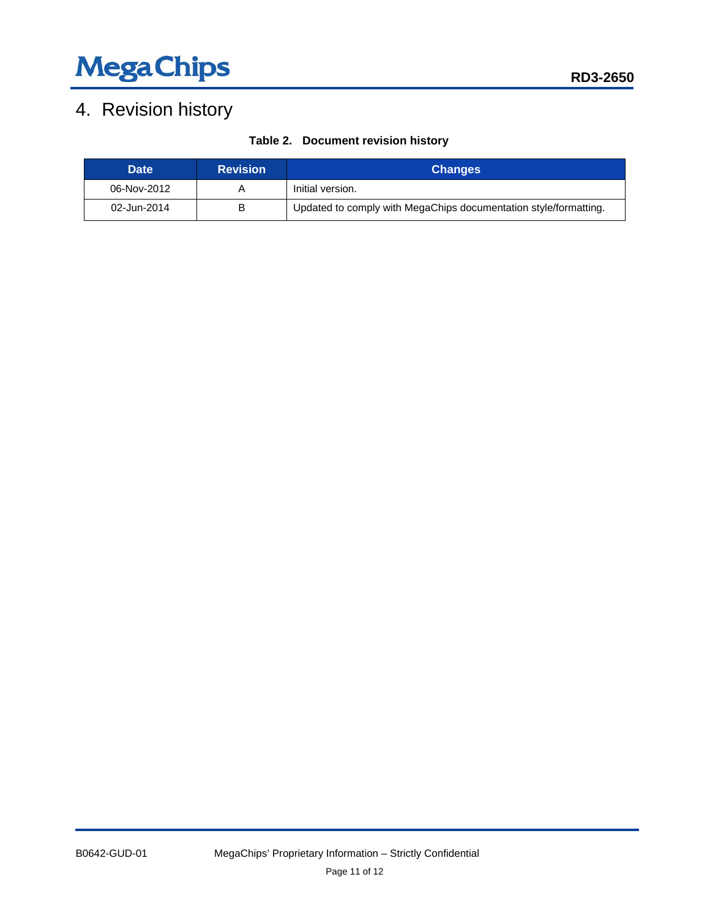# 4. Revision history

**Table 2. Document revision history**

| Date | Revision | Changes |
|---|---|---|
| 06-Nov-2012 | A | Initial version. |
| 02-Jun-2014 | B | Updated to comply with MegaChips documentation style/formatting. |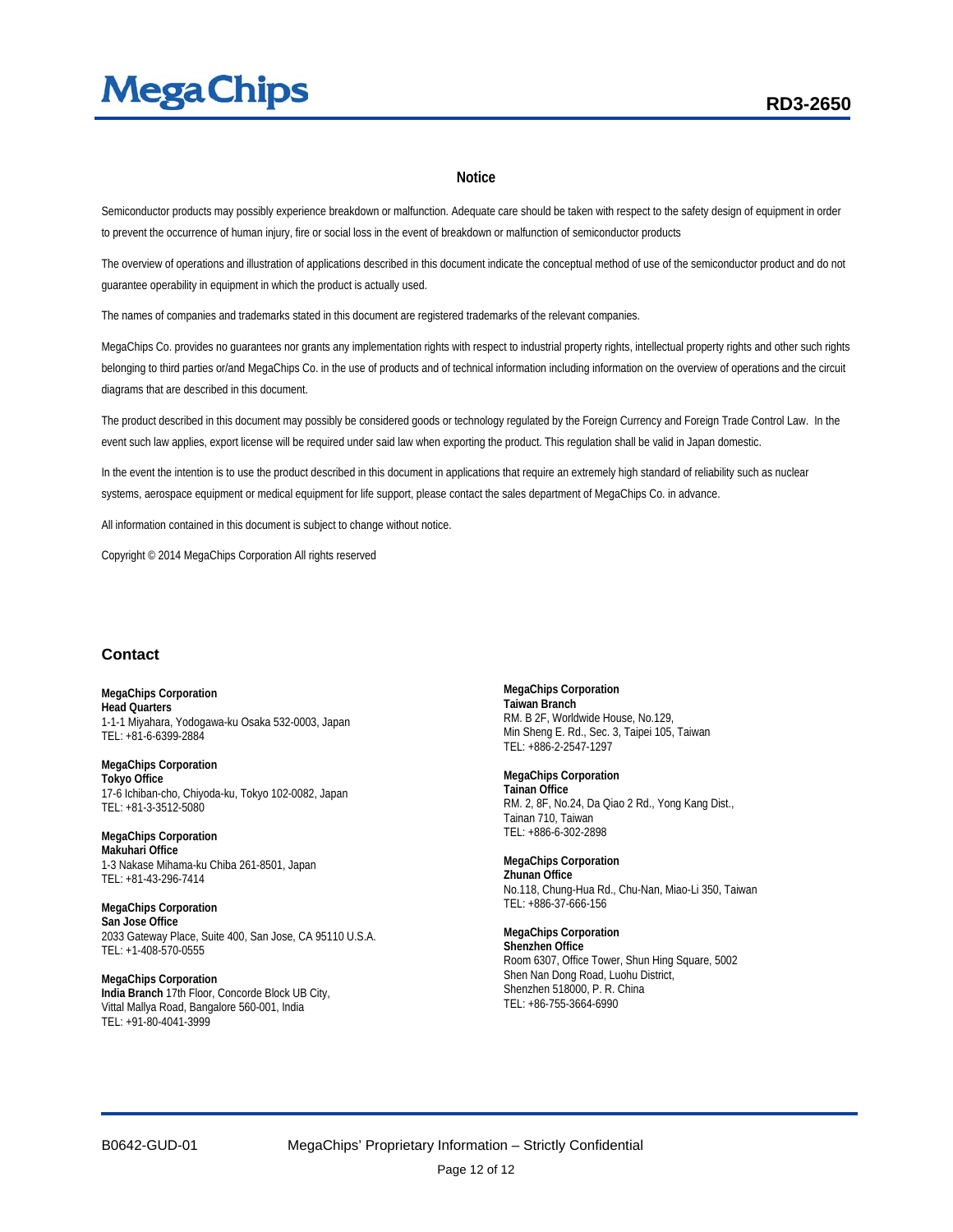## Notice

Semiconductor products may possibly experience breakdown or malfunction. Adequate care should be taken with respect to the safety design of equipment in order to prevent the occurrence of human injury, fire or social loss in the event of breakdown or malfunction of semiconductor products

The overview of operations and illustration of applications described in this document indicate the conceptual method of use of the semiconductor product and do not guarantee operability in equipment in which the product is actually used.

The names of companies and trademarks stated in this document are registered trademarks of the relevant companies.

MegaChips Co. provides no guarantees nor grants any implementation rights with respect to industrial property rights, intellectual property rights and other such rights belonging to third parties or/and MegaChips Co. in the use of products and of technical information including information on the overview of operations and the circuit diagrams that are described in this document.

The product described in this document may possibly be considered goods or technology regulated by the Foreign Currency and Foreign Trade Control Law. In the event such law applies, export license will be required under said law when exporting the product. This regulation shall be valid in Japan domestic.

In the event the intention is to use the product described in this document in applications that require an extremely high standard of reliability such as nuclear systems, aerospace equipment or medical equipment for life support, please contact the sales department of MegaChips Co. in advance.

All information contained in this document is subject to change without notice.

Copyright © 2014 MegaChips Corporation All rights reserved

## Contact

**MegaChips Corporation**
**Head Quarters**
1-1-1 Miyahara, Yodogawa-ku Osaka 532-0003, Japan
TEL: +81-6-6399-2884

**MegaChips Corporation**
**Tokyo Office**
17-6 Ichiban-cho, Chiyoda-ku, Tokyo 102-0082, Japan
TEL: +81-3-3512-5080

**MegaChips Corporation**
**Makuhari Office**
1-3 Nakase Mihama-ku Chiba 261-8501, Japan
TEL: +81-43-296-7414

**MegaChips Corporation**
**San Jose Office**
2033 Gateway Place, Suite 400, San Jose, CA 95110 U.S.A.
TEL: +1-408-570-0555

**MegaChips Corporation**
**India Branch** 17th Floor, Concorde Block UB City,
Vittal Mallya Road, Bangalore 560-001, India
TEL: +91-80-4041-3999

**MegaChips Corporation**
**Taiwan Branch**
RM. B 2F, Worldwide House, No.129,
Min Sheng E. Rd., Sec. 3, Taipei 105, Taiwan
TEL: +886-2-2547-1297

**MegaChips Corporation**
**Tainan Office**
RM. 2, 8F, No.24, Da Qiao 2 Rd., Yong Kang Dist.,
Tainan 710, Taiwan
TEL: +886-6-302-2898

**MegaChips Corporation**
**Zhunan Office**
No.118, Chung-Hua Rd., Chu-Nan, Miao-Li 350, Taiwan
TEL: +886-37-666-156

**MegaChips Corporation**
**Shenzhen Office**
Room 6307, Office Tower, Shun Hing Square, 5002
Shen Nan Dong Road, Luohu District,
Shenzhen 518000, P. R. China
TEL: +86-755-3664-6990